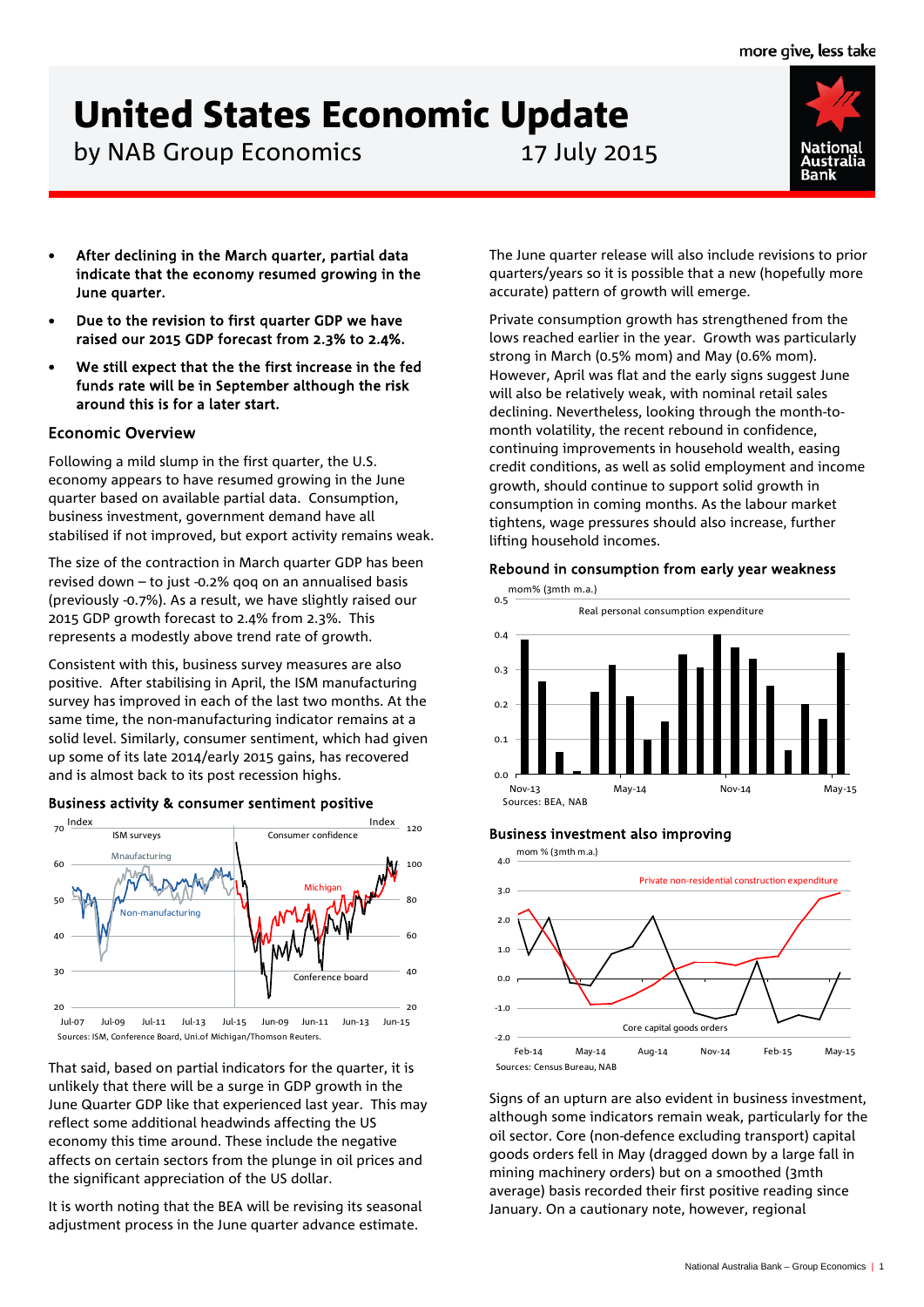# United States Economic Update

by NAB Group Economics 17 July 2015

- **After declining in the March quarter, partial data indicate that the economy resumed growing in the June quarter.**
- **Due to the revision to first quarter GDP we have raised our 2015 GDP forecast from 2.3% to 2.4%.**
- **We still expect that the the first increase in the fed funds rate will be in September although the risk around this is for a later start.**

## Economic Overview

Following a mild slump in the first quarter, the U.S. economy appears to have resumed growing in the June quarter based on available partial data. Consumption, business investment, government demand have all stabilised if not improved, but export activity remains weak.

The size of the contraction in March quarter GDP has been revised down – to just -0.2% qoq on an annualised basis (previously -0.7%). As a result, we have slightly raised our 2015 GDP growth forecast to 2.4% from 2.3%. This represents a modestly above trend rate of growth.

Consistent with this, business survey measures are also positive. After stabilising in April, the ISM manufacturing survey has improved in each of the last two months. At the same time, the non-manufacturing indicator remains at a solid level. Similarly, consumer sentiment, which had given up some of its late 2014/early 2015 gains, has recovered and is almost back to its post recession highs.

**Business activity & consumer sentiment positive**

Index
ISM surveys
Mnaufacturing
Non-manufacturing
70
60
50
40
30
20
Jul-07 Jul-09 Jul-11 Jul-13 Jul-15

Index
Consumer confidence
Michigan
Conference board
120
100
80
60
40
20
Jun-09 Jun-11 Jun-13 Jun-15

Sources: ISM, Conference Board, Uni.of Michigan/Thomson Reuters.

That said, based on partial indicators for the quarter, it is unlikely that there will be a surge in GDP growth in the June Quarter GDP like that experienced last year. This may reflect some additional headwinds affecting the US economy this time around. These include the negative affects on certain sectors from the plunge in oil prices and the significant appreciation of the US dollar.

It is worth noting that the BEA will be revising its seasonal adjustment process in the June quarter advance estimate. The June quarter release will also include revisions to prior quarters/years so it is possible that a new (hopefully more accurate) pattern of growth will emerge.

Private consumption growth has strengthened from the lows reached earlier in the year. Growth was particularly strong in March (0.5% mom) and May (0.6% mom). However, April was flat and the early signs suggest June will also be relatively weak, with nominal retail sales declining. Nevertheless, looking through the month-to-month volatility, the recent rebound in confidence, continuing improvements in household wealth, easing credit conditions, as well as solid employment and income growth, should continue to support solid growth in consumption in coming months. As the labour market tightens, wage pressures should also increase, further lifting household incomes.

**Rebound in consumption from early year weakness**

mom% (3mth m.a.)
Real personal consumption expenditure
0.5
0.4
0.3
0.2
0.1
0.0
Nov-13 May-14 Nov-14 May-15

Sources: BEA, NAB

**Business investment also improving**

mom % (3mth m.a.)
Private non-residential construction expenditure
Core capital goods orders
4.0
3.0
2.0
1.0
0.0
-1.0
-2.0
Feb-14 May-14 Aug-14 Nov-14 Feb-15 May-15

Sources: Census Bureau, NAB

Signs of an upturn are also evident in business investment, although some indicators remain weak, particularly for the oil sector. Core (non-defence excluding transport) capital goods orders fell in May (dragged down by a large fall in mining machinery orders) but on a smoothed (3mth average) basis recorded their first positive reading since January. On a cautionary note, however, regional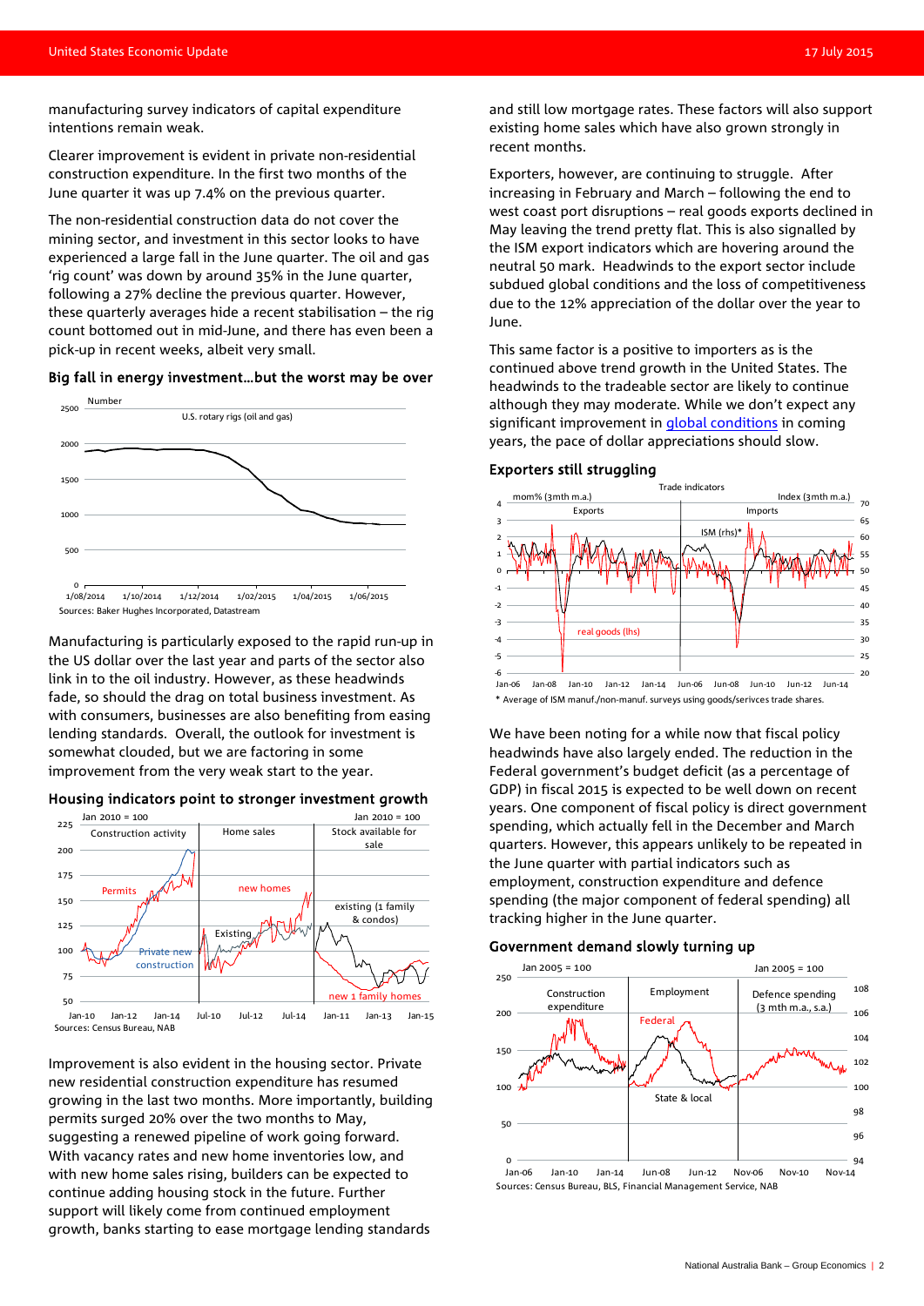manufacturing survey indicators of capital expenditure intentions remain weak.

Clearer improvement is evident in private non-residential construction expenditure. In the first two months of the June quarter it was up 7.4% on the previous quarter.

The non-residential construction data do not cover the mining sector, and investment in this sector looks to have experienced a large fall in the June quarter. The oil and gas 'rig count' was down by around 35% in the June quarter, following a 27% decline the previous quarter. However, these quarterly averages hide a recent stabilisation – the rig count bottomed out in mid-June, and there has even been a pick-up in recent weeks, albeit very small.

### Big fall in energy investment…but the worst may be over

Number
U.S. rotary rigs (oil and gas)
2500
2000
1500
1000
500
0
1/08/2014 1/10/2014 1/12/2014 1/02/2015 1/04/2015 1/06/2015
Sources: Baker Hughes Incorporated, Datastream

Manufacturing is particularly exposed to the rapid run-up in the US dollar over the last year and parts of the sector also link in to the oil industry. However, as these headwinds fade, so should the drag on total business investment. As with consumers, businesses are also benefiting from easing lending standards. Overall, the outlook for investment is somewhat clouded, but we are factoring in some improvement from the very weak start to the year.

### Housing indicators point to stronger investment growth

Jan 2010 = 100
Jan 2010 = 100
Construction activity
Home sales
Stock available for sale
Permits
Private new construction
new homes
Existing
existing (1 family & condos)
new 1 family homes
225
200
175
150
125
100
75
50
Jan-10 Jan-12 Jan-14 Jul-10 Jul-12 Jul-14 Jan-11 Jan-13 Jan-15
Sources: Census Bureau, NAB

Improvement is also evident in the housing sector. Private new residential construction expenditure has resumed growing in the last two months. More importantly, building permits surged 20% over the two months to May, suggesting a renewed pipeline of work going forward. With vacancy rates and new home inventories low, and with new home sales rising, builders can be expected to continue adding housing stock in the future. Further support will likely come from continued employment growth, banks starting to ease mortgage lending standards and still low mortgage rates. These factors will also support existing home sales which have also grown strongly in recent months.

Exporters, however, are continuing to struggle. After increasing in February and March – following the end to west coast port disruptions – real goods exports declined in May leaving the trend pretty flat. This is also signalled by the ISM export indicators which are hovering around the neutral 50 mark. Headwinds to the export sector include subdued global conditions and the loss of competitiveness due to the 12% appreciation of the dollar over the year to June.

This same factor is a positive to importers as is the continued above trend growth in the United States. The headwinds to the tradeable sector are likely to continue although they may moderate. While we don't expect any significant improvement in global conditions in coming years, the pace of dollar appreciations should slow.

### Exporters still struggling

Trade indicators
mom% (3mth m.a.)
Index (3mth m.a.)
Exports
Imports
ISM (rhs)*
real goods (lhs)
4
3
2
1
0
-1
-2
-3
-4
-5
-6
70
65
60
55
50
45
40
35
30
25
20
Jan-06 Jan-08 Jan-10 Jan-12 Jan-14 Jun-06 Jun-08 Jun-10 Jun-12 Jun-14
* Average of ISM manuf./non-manuf. surveys using goods/serivces trade shares.

We have been noting for a while now that fiscal policy headwinds have also largely ended. The reduction in the Federal government's budget deficit (as a percentage of GDP) in fiscal 2015 is expected to be well down on recent years. One component of fiscal policy is direct government spending, which actually fell in the December and March quarters. However, this appears unlikely to be repeated in the June quarter with partial indicators such as employment, construction expenditure and defence spending (the major component of federal spending) all tracking higher in the June quarter.

### Government demand slowly turning up

Jan 2005 = 100
Jan 2005 = 100
Construction expenditure
Employment
Defence spending (3 mth m.a., s.a.)
Federal
State & local
250
200
150
100
50
0
108
106
104
102
100
98
96
94
Jan-06 Jan-10 Jan-14 Jun-08 Jun-12 Nov-06 Nov-10 Nov-14
Sources: Census Bureau, BLS, Financial Management Service, NAB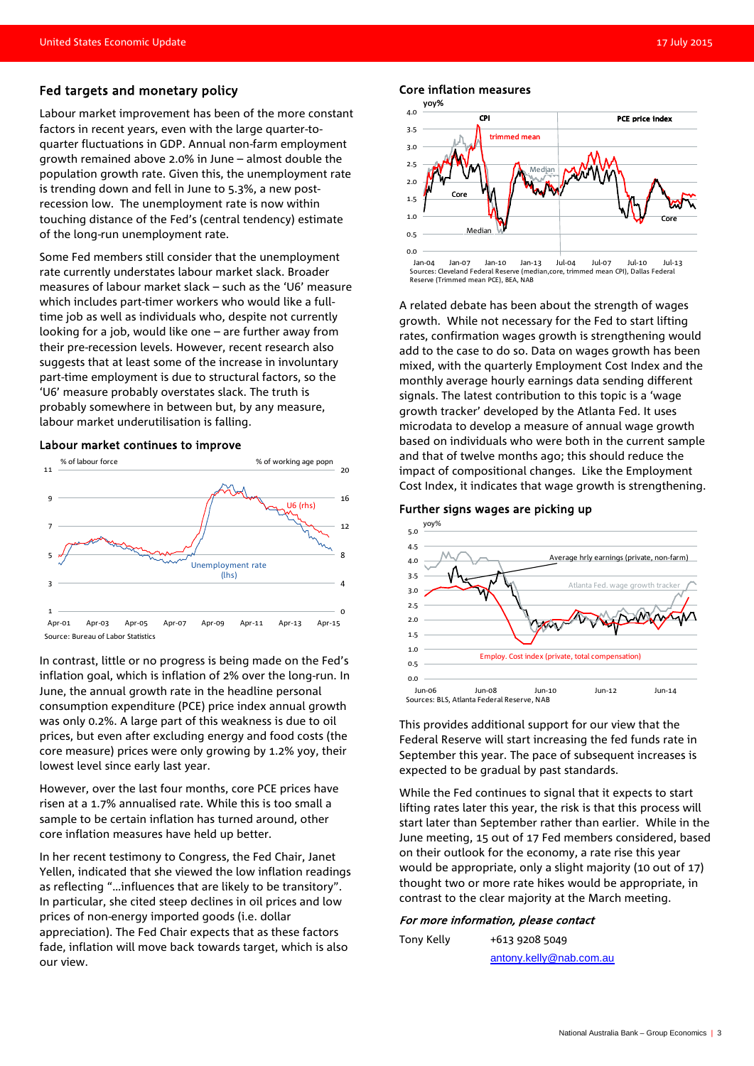## Fed targets and monetary policy

Labour market improvement has been of the more constant factors in recent years, even with the large quarter-to-quarter fluctuations in GDP. Annual non-farm employment growth remained above 2.0% in June – almost double the population growth rate. Given this, the unemployment rate is trending down and fell in June to 5.3%, a new post-recession low. The unemployment rate is now within touching distance of the Fed's (central tendency) estimate of the long-run unemployment rate.

Some Fed members still consider that the unemployment rate currently understates labour market slack. Broader measures of labour market slack – such as the 'U6' measure which includes part-timer workers who would like a full-time job as well as individuals who, despite not currently looking for a job, would like one – are further away from their pre-recession levels. However, recent research also suggests that at least some of the increase in involuntary part-time employment is due to structural factors, so the 'U6' measure probably overstates slack. The truth is probably somewhere in between but, by any measure, labour market underutilisation is falling.

### Labour market continues to improve

% of labour force
% of working age popn
11
9
7
5
3
1
20
16
12
8
4
0
U6 (rhs)
Unemployment rate (lhs)
Apr-01 Apr-03 Apr-05 Apr-07 Apr-09 Apr-11 Apr-13 Apr-15
Source: Bureau of Labor Statistics

In contrast, little or no progress is being made on the Fed's inflation goal, which is inflation of 2% over the long-run. In June, the annual growth rate in the headline personal consumption expenditure (PCE) price index annual growth was only 0.2%. A large part of this weakness is due to oil prices, but even after excluding energy and food costs (the core measure) prices were only growing by 1.2% yoy, their lowest level since early last year.

However, over the last four months, core PCE prices have risen at a 1.7% annualised rate. While this is too small a sample to be certain inflation has turned around, other core inflation measures have held up better.

In her recent testimony to Congress, the Fed Chair, Janet Yellen, indicated that she viewed the low inflation readings as reflecting "...influences that are likely to be transitory". In particular, she cited steep declines in oil prices and low prices of non-energy imported goods (i.e. dollar appreciation). The Fed Chair expects that as these factors fade, inflation will move back towards target, which is also our view.

### Core inflation measures

yoy%
4.0
3.5
3.0
2.5
2.0
1.5
1.0
0.5
0.0
CPI
PCE price index
trimmed mean
Median
Core
Median
Core
Jan-04 Jan-07 Jan-10 Jan-13 Jul-04 Jul-07 Jul-10 Jul-13
Sources: Cleveland Federal Reserve (median,core, trimmed mean CPI), Dallas Federal Reserve (Trimmed mean PCE), BEA, NAB

A related debate has been about the strength of wages growth. While not necessary for the Fed to start lifting rates, confirmation wages growth is strengthening would add to the case to do so. Data on wages growth has been mixed, with the quarterly Employment Cost Index and the monthly average hourly earnings data sending different signals. The latest contribution to this topic is a 'wage growth tracker' developed by the Atlanta Fed. It uses microdata to develop a measure of annual wage growth based on individuals who were both in the current sample and that of twelve months ago; this should reduce the impact of compositional changes. Like the Employment Cost Index, it indicates that wage growth is strengthening.

### Further signs wages are picking up

yoy%
5.0
4.5
4.0
3.5
3.0
2.5
2.0
1.5
1.0
0.5
0.0
Average hrly earnings (private, non-farm)
Atlanta Fed. wage growth tracker
Employ. Cost index (private, total compensation)
Jun-06 Jun-08 Jun-10 Jun-12 Jun-14
Sources: BLS, Atlanta Federal Reserve, NAB

This provides additional support for our view that the Federal Reserve will start increasing the fed funds rate in September this year. The pace of subsequent increases is expected to be gradual by past standards.

While the Fed continues to signal that it expects to start lifting rates later this year, the risk is that this process will start later than September rather than earlier. While in the June meeting, 15 out of 17 Fed members considered, based on their outlook for the economy, a rate rise this year would be appropriate, only a slight majority (10 out of 17) thought two or more rate hikes would be appropriate, in contrast to the clear majority at the March meeting.

***For more information, please contact***

Tony Kelly    +613 9208 5049

antony.kelly@nab.com.au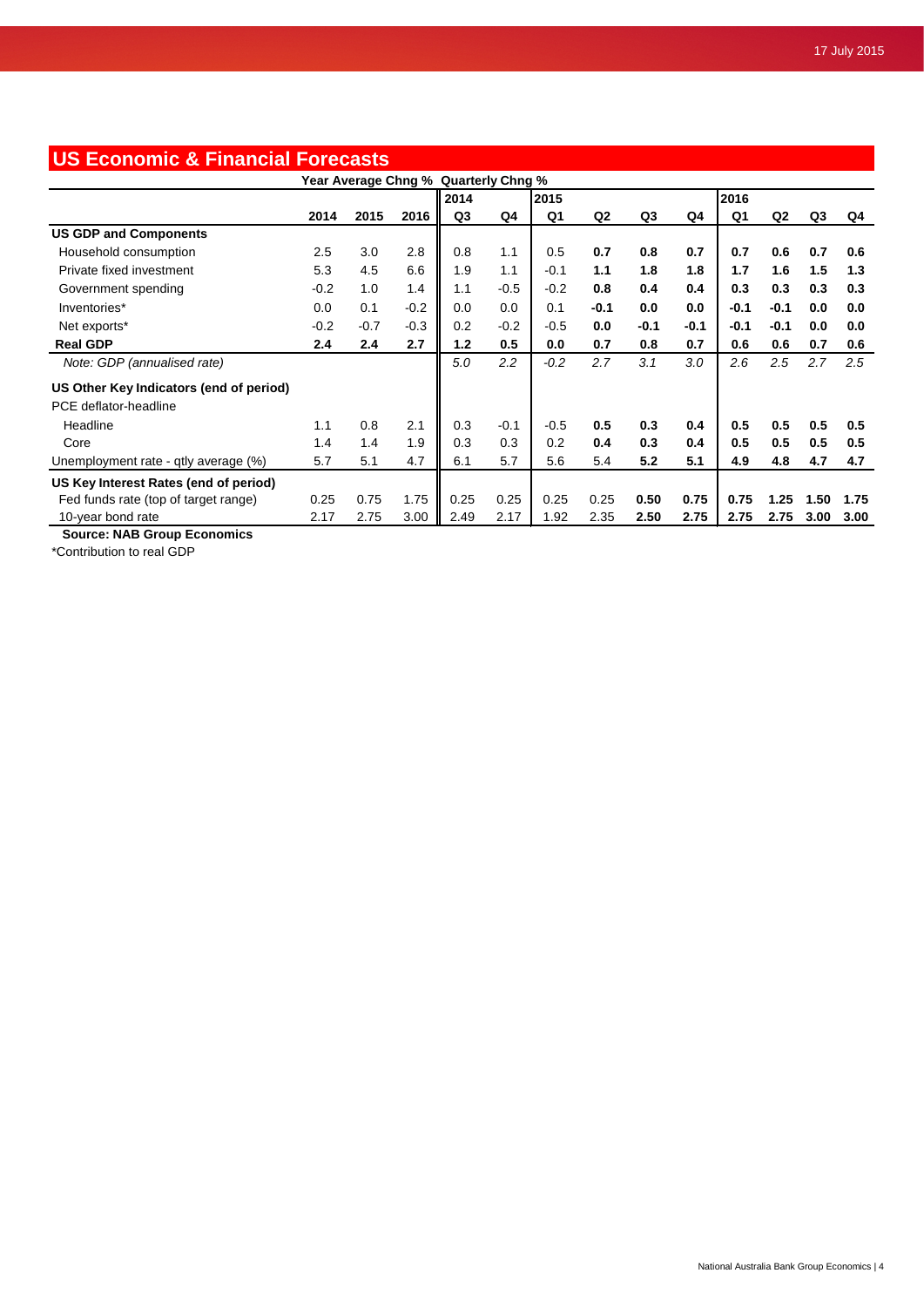## US Economic & Financial Forecasts

| | Year Average Chng % | | | Quarterly Chng % | | | | | | | | | |
|---|---|---|---|---|---|---|---|---|---|---|---|---|---|
| | | | | 2014 | | 2015 | | | | 2016 | | | |
| | 2014 | 2015 | 2016 | Q3 | Q4 | Q1 | Q2 | Q3 | Q4 | Q1 | Q2 | Q3 | Q4 |
| **US GDP and Components** | | | | | | | | | | | | | |
| Household consumption | 2.5 | 3.0 | 2.8 | 0.8 | 1.1 | 0.5 | **0.7** | **0.8** | **0.7** | **0.7** | **0.6** | **0.7** | **0.6** |
| Private fixed investment | 5.3 | 4.5 | 6.6 | 1.9 | 1.1 | -0.1 | **1.1** | **1.8** | **1.8** | **1.7** | **1.6** | **1.5** | **1.3** |
| Government spending | -0.2 | 1.0 | 1.4 | 1.1 | -0.5 | -0.2 | **0.8** | **0.4** | **0.4** | **0.3** | **0.3** | **0.3** | **0.3** |
| Inventories* | 0.0 | 0.1 | -0.2 | 0.0 | 0.0 | 0.1 | **-0.1** | **0.0** | **0.0** | **-0.1** | **-0.1** | **0.0** | **0.0** |
| Net exports* | -0.2 | -0.7 | -0.3 | 0.2 | -0.2 | -0.5 | **0.0** | **-0.1** | **-0.1** | **-0.1** | **-0.1** | **0.0** | **0.0** |
| **Real GDP** | **2.4** | **2.4** | **2.7** | **1.2** | **0.5** | **0.0** | **0.7** | **0.8** | **0.7** | **0.6** | **0.6** | **0.7** | **0.6** |
| *Note: GDP (annualised rate)* | | | | *5.0* | *2.2* | *-0.2* | *2.7* | *3.1* | *3.0* | *2.6* | *2.5* | *2.7* | *2.5* |
| **US Other Key Indicators (end of period)** | | | | | | | | | | | | | |
| PCE deflator-headline | | | | | | | | | | | | | |
| Headline | 1.1 | 0.8 | 2.1 | 0.3 | -0.1 | -0.5 | **0.5** | **0.3** | **0.4** | **0.5** | **0.5** | **0.5** | **0.5** |
| Core | 1.4 | 1.4 | 1.9 | 0.3 | 0.3 | 0.2 | **0.4** | **0.3** | **0.4** | **0.5** | **0.5** | **0.5** | **0.5** |
| Unemployment rate - qtly average (%) | 5.7 | 5.1 | 4.7 | 6.1 | 5.7 | 5.6 | 5.4 | **5.2** | **5.1** | **4.9** | **4.8** | **4.7** | **4.7** |
| **US Key Interest Rates (end of period)** | | | | | | | | | | | | | |
| Fed funds rate (top of target range) | 0.25 | 0.75 | 1.75 | 0.25 | 0.25 | 0.25 | 0.25 | **0.50** | **0.75** | **0.75** | **1.25** | **1.50** | **1.75** |
| 10-year bond rate | 2.17 | 2.75 | 3.00 | 2.49 | 2.17 | 1.92 | 2.35 | **2.50** | **2.75** | **2.75** | **2.75** | **3.00** | **3.00** |

**Source: NAB Group Economics**

*Contribution to real GDP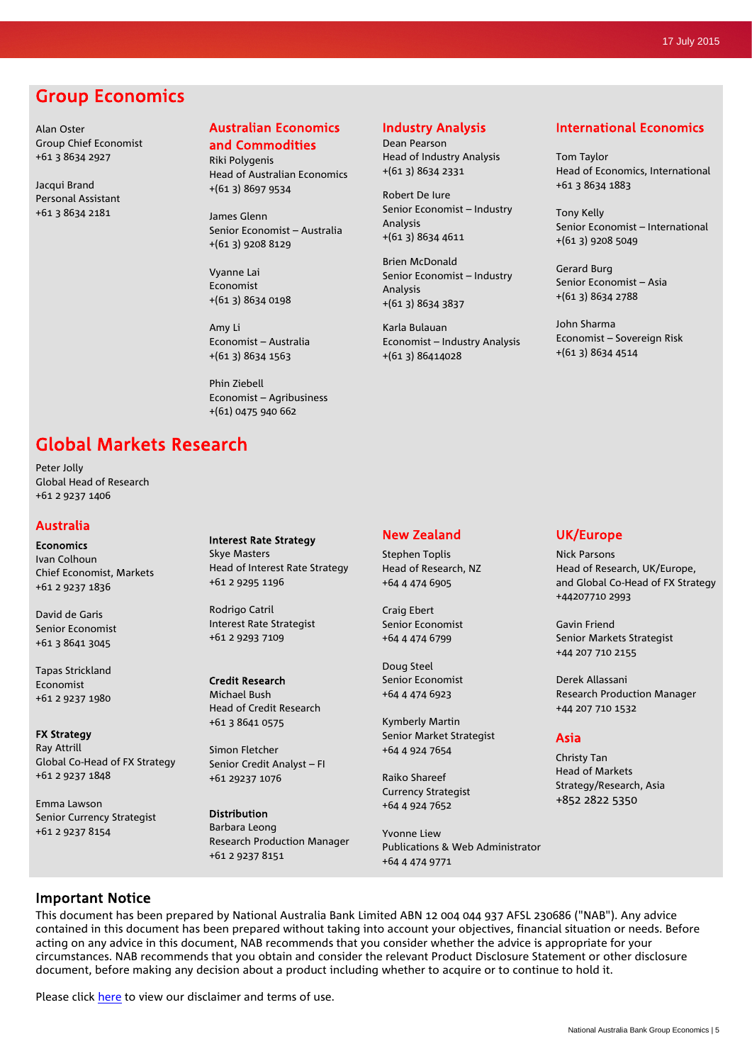# Group Economics

Alan Oster
Group Chief Economist
+61 3 8634 2927

Jacqui Brand
Personal Assistant
+61 3 8634 2181

## Australian Economics and Commodities

Riki Polygenis
Head of Australian Economics
+(61 3) 8697 9534

James Glenn
Senior Economist – Australia
+(61 3) 9208 8129

Vyanne Lai
Economist
+(61 3) 8634 0198

Amy Li
Economist – Australia
+(61 3) 8634 1563

Phin Ziebell
Economist – Agribusiness
+(61) 0475 940 662

## Industry Analysis

Dean Pearson
Head of Industry Analysis
+(61 3) 8634 2331

Robert De Iure
Senior Economist – Industry Analysis
+(61 3) 8634 4611

Brien McDonald
Senior Economist – Industry Analysis
+(61 3) 8634 3837

Karla Bulauan
Economist – Industry Analysis
+(61 3) 86414028

## International Economics

Tom Taylor
Head of Economics, International
+61 3 8634 1883

Tony Kelly
Senior Economist – International
+(61 3) 9208 5049

Gerard Burg
Senior Economist – Asia
+(61 3) 8634 2788

John Sharma
Economist – Sovereign Risk
+(61 3) 8634 4514

# Global Markets Research

Peter Jolly
Global Head of Research
+61 2 9237 1406

## Australia

**Economics**

Ivan Colhoun
Chief Economist, Markets
+61 2 9237 1836

David de Garis
Senior Economist
+61 3 8641 3045

Tapas Strickland
Economist
+61 2 9237 1980

**FX Strategy**

Ray Attrill
Global Co-Head of FX Strategy
+61 2 9237 1848

Emma Lawson
Senior Currency Strategist
+61 2 9237 8154

**Interest Rate Strategy**

Skye Masters
Head of Interest Rate Strategy
+61 2 9295 1196

Rodrigo Catril
Interest Rate Strategist
+61 2 9293 7109

**Credit Research**

Michael Bush
Head of Credit Research
+61 3 8641 0575

Simon Fletcher
Senior Credit Analyst – FI
+61 29237 1076

**Distribution**

Barbara Leong
Research Production Manager
+61 2 9237 8151

## New Zealand

Stephen Toplis
Head of Research, NZ
+64 4 474 6905

Craig Ebert
Senior Economist
+64 4 474 6799

Doug Steel
Senior Economist
+64 4 474 6923

Kymberly Martin
Senior Market Strategist
+64 4 924 7654

Raiko Shareef
Currency Strategist
+64 4 924 7652

Yvonne Liew
Publications & Web Administrator
+64 4 474 9771

## UK/Europe

Nick Parsons
Head of Research, UK/Europe, and Global Co-Head of FX Strategy
+44207710 2993

Gavin Friend
Senior Markets Strategist
+44 207 710 2155

Derek Allassani
Research Production Manager
+44 207 710 1532

## Asia

Christy Tan
Head of Markets Strategy/Research, Asia
+852 2822 5350

## Important Notice

This document has been prepared by National Australia Bank Limited ABN 12 004 044 937 AFSL 230686 ("NAB"). Any advice contained in this document has been prepared without taking into account your objectives, financial situation or needs. Before acting on any advice in this document, NAB recommends that you consider whether the advice is appropriate for your circumstances. NAB recommends that you obtain and consider the relevant Product Disclosure Statement or other disclosure document, before making any decision about a product including whether to acquire or to continue to hold it.

Please click here to view our disclaimer and terms of use.